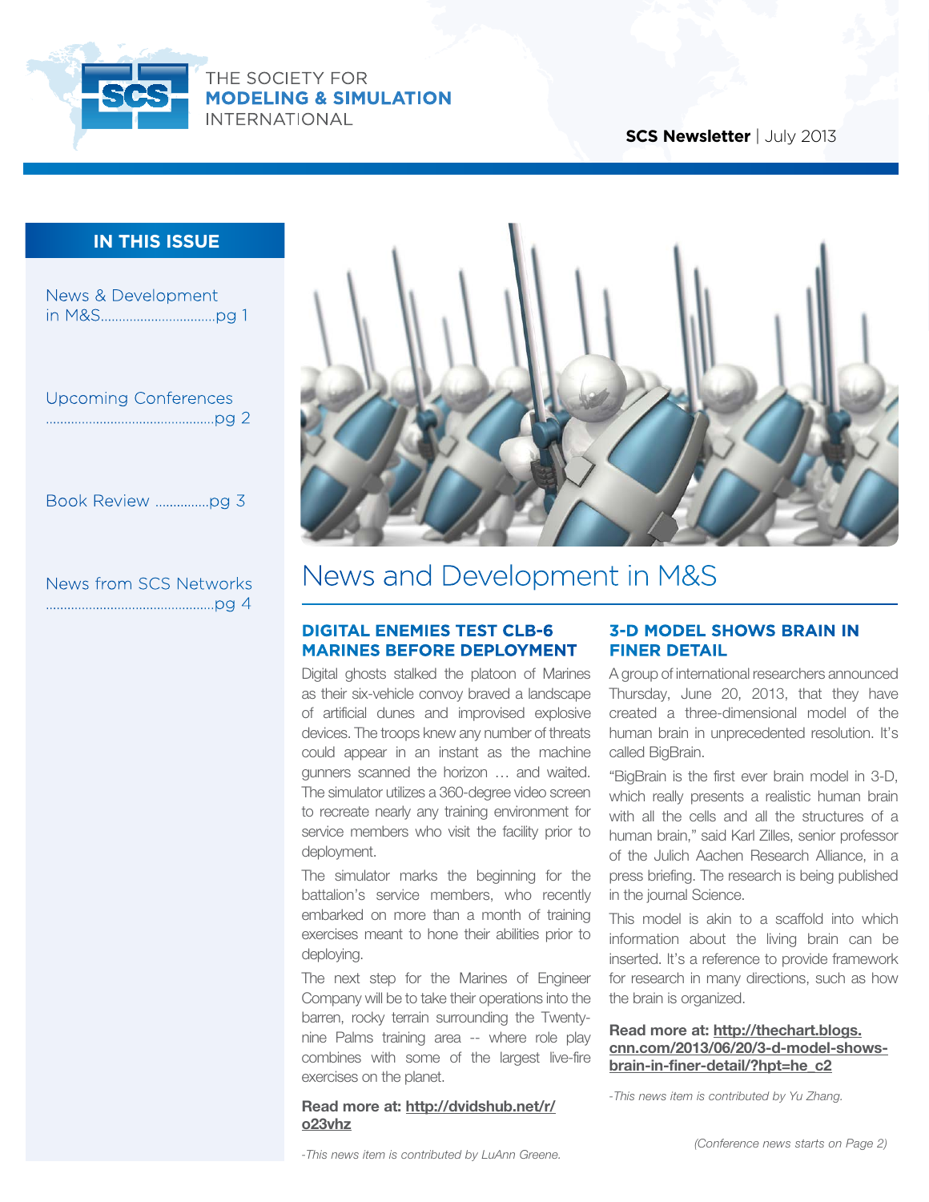THE SOCIETY FOR
**MODELING & SIMULATION**
INTERNATIONAL

**SCS Newsletter** | July 2013

## IN THIS ISSUE

News & Development in M&S................................pg 1

Upcoming Conferences ...............................................pg 2

Book Review ...............pg 3

News from SCS Networks ...............................................pg 4

# News and Development in M&S

### DIGITAL ENEMIES TEST CLB-6 MARINES BEFORE DEPLOYMENT

Digital ghosts stalked the platoon of Marines as their six-vehicle convoy braved a landscape of artificial dunes and improvised explosive devices. The troops knew any number of threats could appear in an instant as the machine gunners scanned the horizon … and waited. The simulator utilizes a 360-degree video screen to recreate nearly any training environment for service members who visit the facility prior to deployment.

The simulator marks the beginning for the battalion's service members, who recently embarked on more than a month of training exercises meant to hone their abilities prior to deploying.

The next step for the Marines of Engineer Company will be to take their operations into the barren, rocky terrain surrounding the Twenty-nine Palms training area -- where role play combines with some of the largest live-fire exercises on the planet.

**Read more at: http://dvidshub.net/r/o23vhz**

*-This news item is contributed by LuAnn Greene.*

### 3-D MODEL SHOWS BRAIN IN FINER DETAIL

A group of international researchers announced Thursday, June 20, 2013, that they have created a three-dimensional model of the human brain in unprecedented resolution. It's called BigBrain.

"BigBrain is the first ever brain model in 3-D, which really presents a realistic human brain with all the cells and all the structures of a human brain," said Karl Zilles, senior professor of the Julich Aachen Research Alliance, in a press briefing. The research is being published in the journal Science.

This model is akin to a scaffold into which information about the living brain can be inserted. It's a reference to provide framework for research in many directions, such as how the brain is organized.

**Read more at: http://thechart.blogs.cnn.com/2013/06/20/3-d-model-shows-brain-in-finer-detail/?hpt=he_c2**

*-This news item is contributed by Yu Zhang.*

*(Conference news starts on Page 2)*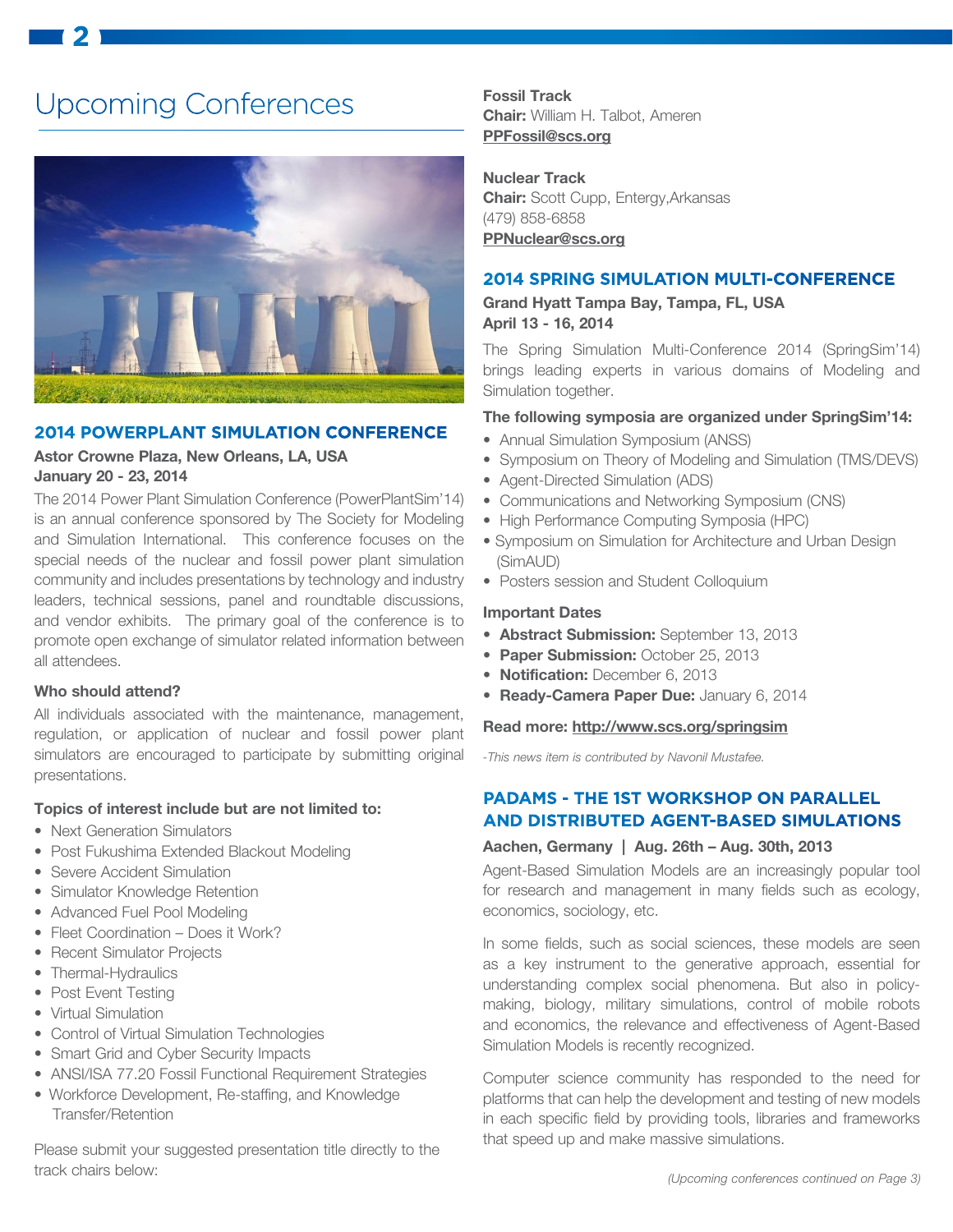# Upcoming Conferences

## 2014 POWERPLANT SIMULATION CONFERENCE

**Astor Crowne Plaza, New Orleans, LA, USA**
**January 20 - 23, 2014**

The 2014 Power Plant Simulation Conference (PowerPlantSim'14) is an annual conference sponsored by The Society for Modeling and Simulation International. This conference focuses on the special needs of the nuclear and fossil power plant simulation community and includes presentations by technology and industry leaders, technical sessions, panel and roundtable discussions, and vendor exhibits. The primary goal of the conference is to promote open exchange of simulator related information between all attendees.

**Who should attend?**

All individuals associated with the maintenance, management, regulation, or application of nuclear and fossil power plant simulators are encouraged to participate by submitting original presentations.

**Topics of interest include but are not limited to:**

- Next Generation Simulators
- Post Fukushima Extended Blackout Modeling
- Severe Accident Simulation
- Simulator Knowledge Retention
- Advanced Fuel Pool Modeling
- Fleet Coordination – Does it Work?
- Recent Simulator Projects
- Thermal-Hydraulics
- Post Event Testing
- Virtual Simulation
- Control of Virtual Simulation Technologies
- Smart Grid and Cyber Security Impacts
- ANSI/ISA 77.20 Fossil Functional Requirement Strategies
- Workforce Development, Re-staffing, and Knowledge Transfer/Retention

Please submit your suggested presentation title directly to the track chairs below:

**Fossil Track**
**Chair:** William H. Talbot, Ameren
**PPFossil@scs.org**

**Nuclear Track**
**Chair:** Scott Cupp, Entergy,Arkansas
(479) 858-6858
**PPNuclear@scs.org**

## 2014 SPRING SIMULATION MULTI-CONFERENCE

**Grand Hyatt Tampa Bay, Tampa, FL, USA**
**April 13 - 16, 2014**

The Spring Simulation Multi-Conference 2014 (SpringSim'14) brings leading experts in various domains of Modeling and Simulation together.

**The following symposia are organized under SpringSim'14:**

- Annual Simulation Symposium (ANSS)
- Symposium on Theory of Modeling and Simulation (TMS/DEVS)
- Agent-Directed Simulation (ADS)
- Communications and Networking Symposium (CNS)
- High Performance Computing Symposia (HPC)
- Symposium on Simulation for Architecture and Urban Design (SimAUD)
- Posters session and Student Colloquium

**Important Dates**

- **Abstract Submission:** September 13, 2013
- **Paper Submission:** October 25, 2013
- **Notification:** December 6, 2013
- **Ready-Camera Paper Due:** January 6, 2014

**Read more: http://www.scs.org/springsim**

*-This news item is contributed by Navonil Mustafee.*

## PADAMS - THE 1ST WORKSHOP ON PARALLEL AND DISTRIBUTED AGENT-BASED SIMULATIONS

**Aachen, Germany | Aug. 26th – Aug. 30th, 2013**

Agent-Based Simulation Models are an increasingly popular tool for research and management in many fields such as ecology, economics, sociology, etc.

In some fields, such as social sciences, these models are seen as a key instrument to the generative approach, essential for understanding complex social phenomena. But also in policy-making, biology, military simulations, control of mobile robots and economics, the relevance and effectiveness of Agent-Based Simulation Models is recently recognized.

Computer science community has responded to the need for platforms that can help the development and testing of new models in each specific field by providing tools, libraries and frameworks that speed up and make massive simulations.

*(Upcoming conferences continued on Page 3)*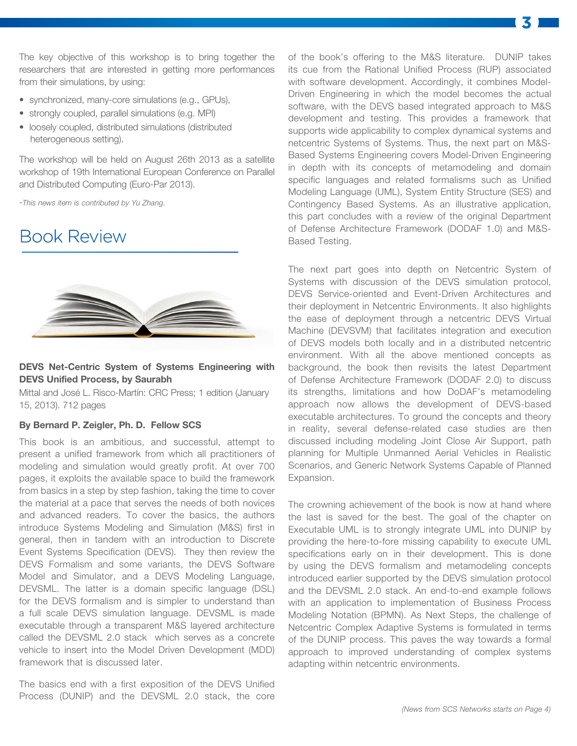The key objective of this workshop is to bring together the researchers that are interested in getting more performances from their simulations, by using:

- synchronized, many-core simulations (e.g., GPUs),
- strongly coupled, parallel simulations (e.g. MPI)
- loosely coupled, distributed simulations (distributed heterogeneous setting).

The workshop will be held on August 26th 2013 as a satellite workshop of 19th International European Conference on Parallel and Distributed Computing (Euro-Par 2013).

*-This news item is contributed by Yu Zhang.*

# Book Review

**DEVS Net-Centric System of Systems Engineering with DEVS Unified Process, by Saurabh**

Mittal and José L. Risco-Martín: CRC Press; 1 edition (January 15, 2013). 712 pages

**By Bernard P. Zeigler, Ph. D. Fellow SCS**

This book is an ambitious, and successful, attempt to present a unified framework from which all practitioners of modeling and simulation would greatly profit. At over 700 pages, it exploits the available space to build the framework from basics in a step by step fashion, taking the time to cover the material at a pace that serves the needs of both novices and advanced readers. To cover the basics, the authors introduce Systems Modeling and Simulation (M&S) first in general, then in tandem with an introduction to Discrete Event Systems Specification (DEVS). They then review the DEVS Formalism and some variants, the DEVS Software Model and Simulator, and a DEVS Modeling Language, DEVSML. The latter is a domain specific language (DSL) for the DEVS formalism and is simpler to understand than a full scale DEVS simulation language. DEVSML is made executable through a transparent M&S layered architecture called the DEVSML 2.0 stack which serves as a concrete vehicle to insert into the Model Driven Development (MDD) framework that is discussed later.

The basics end with a first exposition of the DEVS Unified Process (DUNIP) and the DEVSML 2.0 stack, the core of the book's offering to the M&S literature. DUNIP takes its cue from the Rational Unified Process (RUP) associated with software development. Accordingly, it combines Model-Driven Engineering in which the model becomes the actual software, with the DEVS based integrated approach to M&S development and testing. This provides a framework that supports wide applicability to complex dynamical systems and netcentric Systems of Systems. Thus, the next part on M&S-Based Systems Engineering covers Model-Driven Engineering in depth with its concepts of metamodeling and domain specific languages and related formalisms such as Unified Modeling Language (UML), System Entity Structure (SES) and Contingency Based Systems. As an illustrative application, this part concludes with a review of the original Department of Defense Architecture Framework (DODAF 1.0) and M&S-Based Testing.

The next part goes into depth on Netcentric System of Systems with discussion of the DEVS simulation protocol, DEVS Service-oriented and Event-Driven Architectures and their deployment in Netcentric Environments. It also highlights the ease of deployment through a netcentric DEVS Virtual Machine (DEVSVM) that facilitates integration and execution of DEVS models both locally and in a distributed netcentric environment. With all the above mentioned concepts as background, the book then revisits the latest Department of Defense Architecture Framework (DODAF 2.0) to discuss its strengths, limitations and how DoDAF's metamodeling approach now allows the development of DEVS-based executable architectures. To ground the concepts and theory in reality, several defense-related case studies are then discussed including modeling Joint Close Air Support, path planning for Multiple Unmanned Aerial Vehicles in Realistic Scenarios, and Generic Network Systems Capable of Planned Expansion.

The crowning achievement of the book is now at hand where the last is saved for the best. The goal of the chapter on Executable UML is to strongly integrate UML into DUNIP by providing the here-to-fore missing capability to execute UML specifications early on in their development. This is done by using the DEVS formalism and metamodeling concepts introduced earlier supported by the DEVS simulation protocol and the DEVSML 2.0 stack. An end-to-end example follows with an application to implementation of Business Process Modeling Notation (BPMN). As Next Steps, the challenge of Netcentric Complex Adaptive Systems is formulated in terms of the DUNIP process. This paves the way towards a formal approach to improved understanding of complex systems adapting within netcentric environments.

*(News from SCS Networks starts on Page 4)*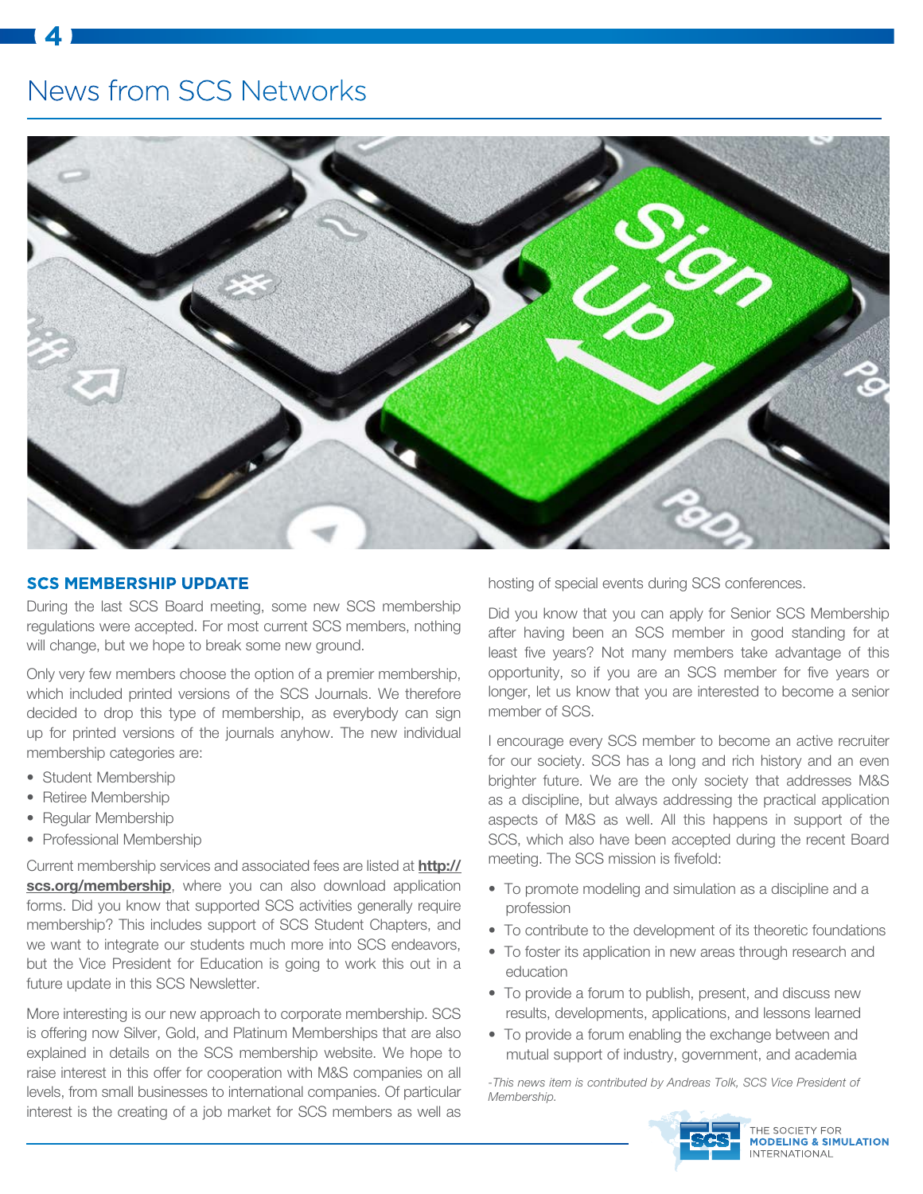# News from SCS Networks

## SCS MEMBERSHIP UPDATE

During the last SCS Board meeting, some new SCS membership regulations were accepted. For most current SCS members, nothing will change, but we hope to break some new ground.

Only very few members choose the option of a premier membership, which included printed versions of the SCS Journals. We therefore decided to drop this type of membership, as everybody can sign up for printed versions of the journals anyhow. The new individual membership categories are:

- Student Membership
- Retiree Membership
- Regular Membership
- Professional Membership

Current membership services and associated fees are listed at **http://scs.org/membership**, where you can also download application forms. Did you know that supported SCS activities generally require membership? This includes support of SCS Student Chapters, and we want to integrate our students much more into SCS endeavors, but the Vice President for Education is going to work this out in a future update in this SCS Newsletter.

More interesting is our new approach to corporate membership. SCS is offering now Silver, Gold, and Platinum Memberships that are also explained in details on the SCS membership website. We hope to raise interest in this offer for cooperation with M&S companies on all levels, from small businesses to international companies. Of particular interest is the creating of a job market for SCS members as well as hosting of special events during SCS conferences.

Did you know that you can apply for Senior SCS Membership after having been an SCS member in good standing for at least five years? Not many members take advantage of this opportunity, so if you are an SCS member for five years or longer, let us know that you are interested to become a senior member of SCS.

I encourage every SCS member to become an active recruiter for our society. SCS has a long and rich history and an even brighter future. We are the only society that addresses M&S as a discipline, but always addressing the practical application aspects of M&S as well. All this happens in support of the SCS, which also have been accepted during the recent Board meeting. The SCS mission is fivefold:

- To promote modeling and simulation as a discipline and a profession
- To contribute to the development of its theoretic foundations
- To foster its application in new areas through research and education
- To provide a forum to publish, present, and discuss new results, developments, applications, and lessons learned
- To provide a forum enabling the exchange between and mutual support of industry, government, and academia

*-This news item is contributed by Andreas Tolk, SCS Vice President of Membership.*